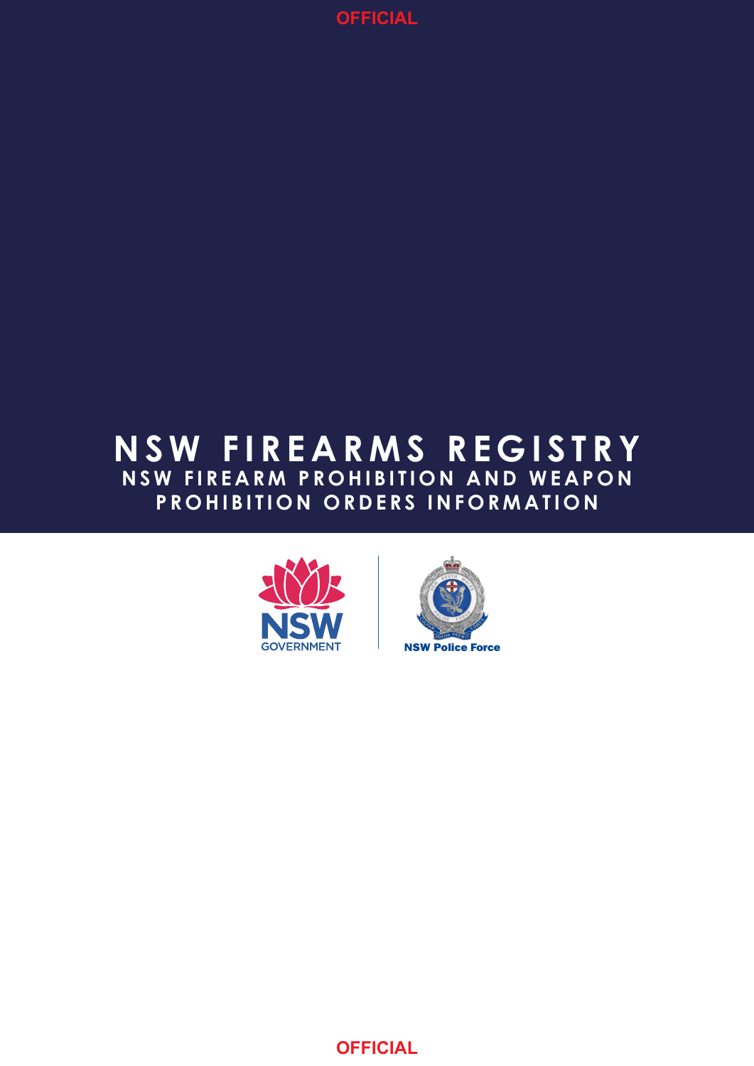# NSW FIREARMS REGISTRY

## NSW FIREARM PROHIBITION AND WEAPON PROHIBITION ORDERS INFORMATION

NSW GOVERNMENT

NSW Police Force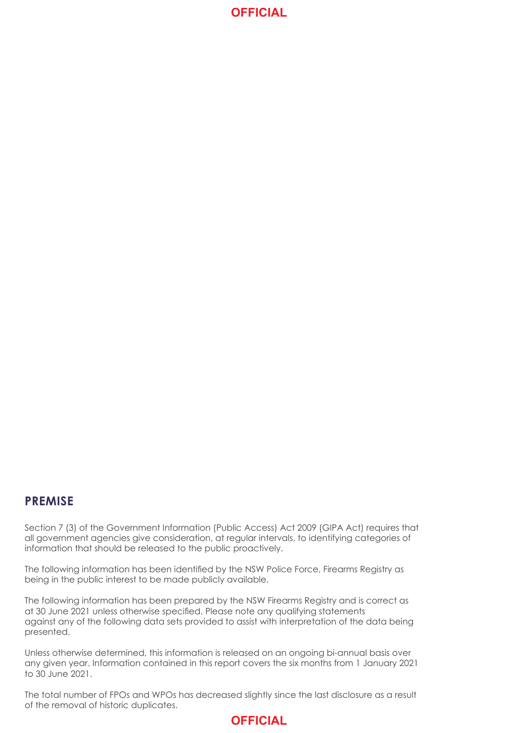## PREMISE

Section 7 (3) of the Government Information (Public Access) Act 2009 (GIPA Act) requires that all government agencies give consideration, at regular intervals, to identifying categories of information that should be released to the public proactively.

The following information has been identified by the NSW Police Force, Firearms Registry as being in the public interest to be made publicly available.

The following information has been prepared by the NSW Firearms Registry and is correct as at 30 June 2021 unless otherwise specified. Please note any qualifying statements against any of the following data sets provided to assist with interpretation of the data being presented.

Unless otherwise determined, this information is released on an ongoing bi-annual basis over any given year. Information contained in this report covers the six months from 1 January 2021 to 30 June 2021.

The total number of FPOs and WPOs has decreased slightly since the last disclosure as a result of the removal of historic duplicates.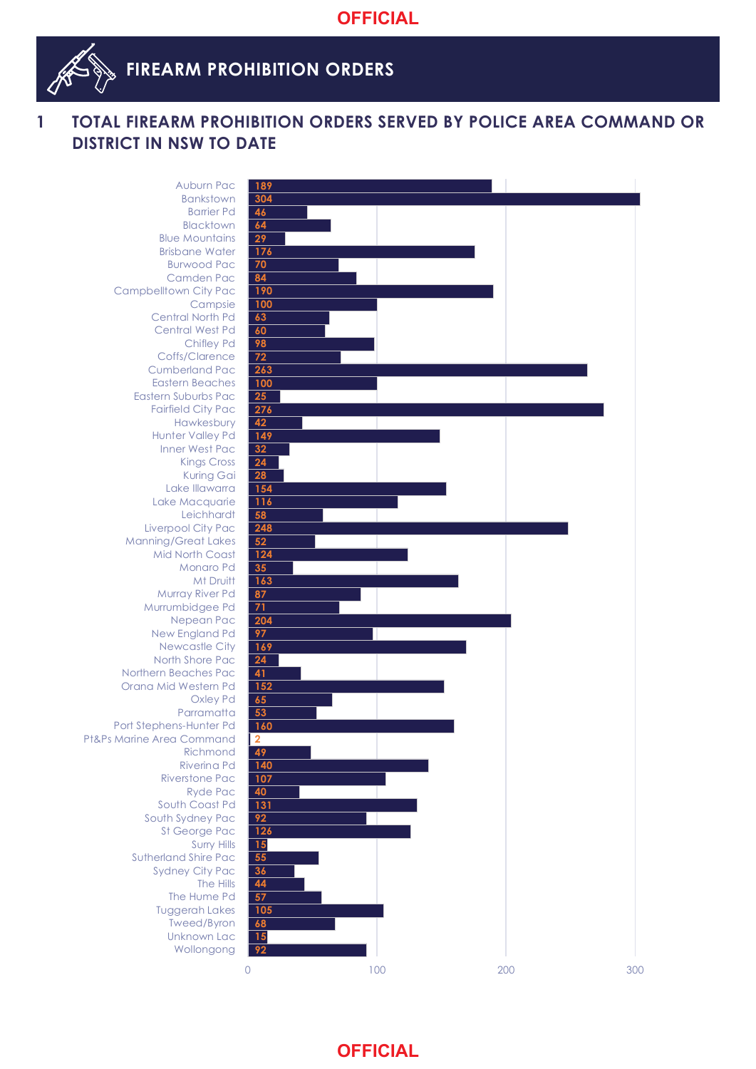# FIREARM PROHIBITION ORDERS

## 1 TOTAL FIREARM PROHIBITION ORDERS SERVED BY POLICE AREA COMMAND OR DISTRICT IN NSW TO DATE

| Police Area Command / District | Total |
|---|---|
| Auburn Pac | 189 |
| Bankstown | 304 |
| Barrier Pd | 46 |
| Blacktown | 64 |
| Blue Mountains | 29 |
| Brisbane Water | 176 |
| Burwood Pac | 70 |
| Camden Pac | 84 |
| Campbelltown City Pac | 190 |
| Campsie | 100 |
| Central North Pd | 63 |
| Central West Pd | 60 |
| Chifley Pd | 98 |
| Coffs/Clarence | 72 |
| Cumberland Pac | 263 |
| Eastern Beaches | 100 |
| Eastern Suburbs Pac | 25 |
| Fairfield City Pac | 276 |
| Hawkesbury | 42 |
| Hunter Valley Pd | 149 |
| Inner West Pac | 32 |
| Kings Cross | 24 |
| Kuring Gai | 28 |
| Lake Illawarra | 154 |
| Lake Macquarie | 116 |
| Leichhardt | 58 |
| Liverpool City Pac | 248 |
| Manning/Great Lakes | 52 |
| Mid North Coast | 124 |
| Monaro Pd | 35 |
| Mt Druitt | 163 |
| Murray River Pd | 87 |
| Murrumbidgee Pd | 71 |
| Nepean Pac | 204 |
| New England Pd | 97 |
| Newcastle City | 169 |
| North Shore Pac | 24 |
| Northern Beaches Pac | 41 |
| Orana Mid Western Pd | 152 |
| Oxley Pd | 65 |
| Parramatta | 53 |
| Port Stephens-Hunter Pd | 160 |
| Pt&Ps Marine Area Command | 2 |
| Richmond | 49 |
| Riverina Pd | 140 |
| Riverstone Pac | 107 |
| Ryde Pac | 40 |
| South Coast Pd | 131 |
| South Sydney Pac | 92 |
| St George Pac | 126 |
| Surry Hills | 15 |
| Sutherland Shire Pac | 55 |
| Sydney City Pac | 36 |
| The Hills | 44 |
| The Hume Pd | 57 |
| Tuggerah Lakes | 105 |
| Tweed/Byron | 68 |
| Unknown Lac | 15 |
| Wollongong | 92 |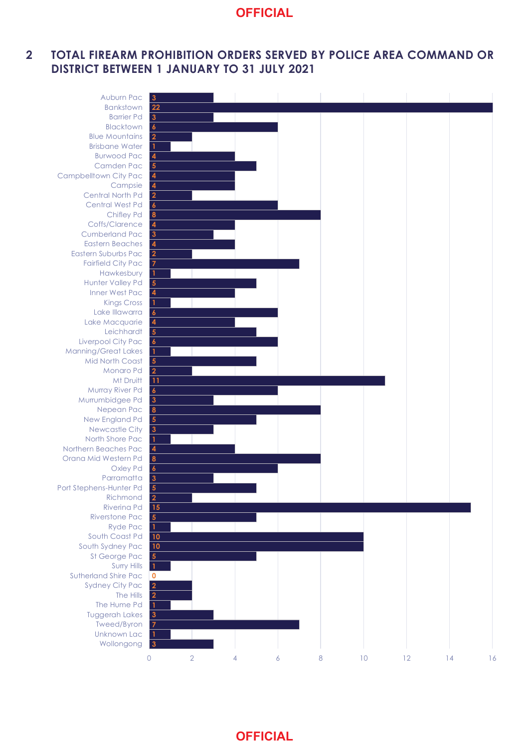## 2 TOTAL FIREARM PROHIBITION ORDERS SERVED BY POLICE AREA COMMAND OR DISTRICT BETWEEN 1 JANUARY TO 31 JULY 2021

| Police Area Command / District | Orders Served |
|---|---|
| Auburn Pac | 3 |
| Bankstown | 22 |
| Barrier Pd | 3 |
| Blacktown | 6 |
| Blue Mountains | 2 |
| Brisbane Water | 1 |
| Burwood Pac | 4 |
| Camden Pac | 5 |
| Campbelltown City Pac | 4 |
| Campsie | 4 |
| Central North Pd | 2 |
| Central West Pd | 6 |
| Chifley Pd | 8 |
| Coffs/Clarence | 4 |
| Cumberland Pac | 3 |
| Eastern Beaches | 4 |
| Eastern Suburbs Pac | 2 |
| Fairfield City Pac | 7 |
| Hawkesbury | 1 |
| Hunter Valley Pd | 5 |
| Inner West Pac | 4 |
| Kings Cross | 1 |
| Lake Illawarra | 6 |
| Lake Macquarie | 4 |
| Leichhardt | 5 |
| Liverpool City Pac | 6 |
| Manning/Great Lakes | 1 |
| Mid North Coast | 5 |
| Monaro Pd | 2 |
| Mt Druitt | 11 |
| Murray River Pd | 6 |
| Murrumbidgee Pd | 3 |
| Nepean Pac | 8 |
| New England Pd | 5 |
| Newcastle City | 3 |
| North Shore Pac | 1 |
| Northern Beaches Pac | 4 |
| Orana Mid Western Pd | 8 |
| Oxley Pd | 6 |
| Parramatta | 3 |
| Port Stephens-Hunter Pd | 5 |
| Richmond | 2 |
| Riverina Pd | 15 |
| Riverstone Pac | 5 |
| Ryde Pac | 1 |
| South Coast Pd | 10 |
| South Sydney Pac | 10 |
| St George Pac | 5 |
| Surry Hills | 1 |
| Sutherland Shire Pac | 0 |
| Sydney City Pac | 2 |
| The Hills | 2 |
| The Hume Pd | 1 |
| Tuggerah Lakes | 3 |
| Tweed/Byron | 7 |
| Unknown Lac | 1 |
| Wollongong | 3 |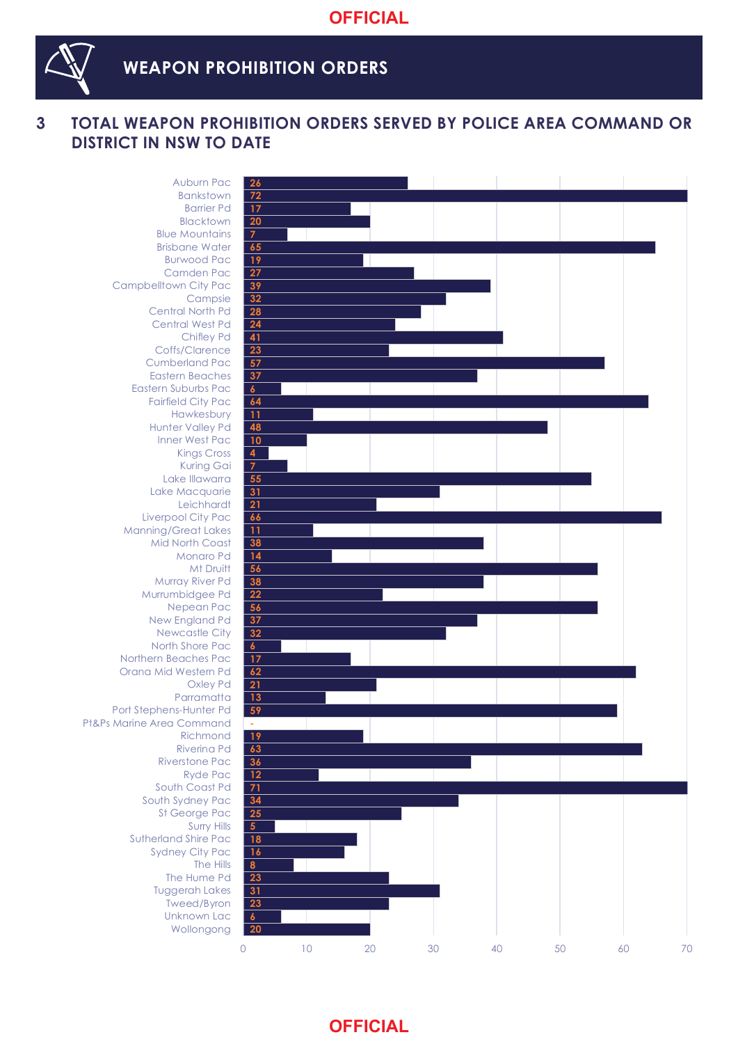## WEAPON PROHIBITION ORDERS

### 3 TOTAL WEAPON PROHIBITION ORDERS SERVED BY POLICE AREA COMMAND OR DISTRICT IN NSW TO DATE

| Police Area Command / District | Total |
|---|---|
| Auburn Pac | 26 |
| Bankstown | 72 |
| Barrier Pd | 17 |
| Blacktown | 20 |
| Blue Mountains | 7 |
| Brisbane Water | 65 |
| Burwood Pac | 19 |
| Camden Pac | 27 |
| Campbelltown City Pac | 39 |
| Campsie | 32 |
| Central North Pd | 28 |
| Central West Pd | 24 |
| Chifley Pd | 41 |
| Coffs/Clarence | 23 |
| Cumberland Pac | 57 |
| Eastern Beaches | 37 |
| Eastern Suburbs Pac | 6 |
| Fairfield City Pac | 64 |
| Hawkesbury | 11 |
| Hunter Valley Pd | 48 |
| Inner West Pac | 10 |
| Kings Cross | 4 |
| Kuring Gai | 7 |
| Lake Illawarra | 55 |
| Lake Macquarie | 31 |
| Leichhardt | 21 |
| Liverpool City Pac | 66 |
| Manning/Great Lakes | 11 |
| Mid North Coast | 38 |
| Monaro Pd | 14 |
| Mt Druitt | 56 |
| Murray River Pd | 38 |
| Murrumbidgee Pd | 22 |
| Nepean Pac | 56 |
| New England Pd | 37 |
| Newcastle City | 32 |
| North Shore Pac | 6 |
| Northern Beaches Pac | 17 |
| Orana Mid Western Pd | 62 |
| Oxley Pd | 21 |
| Parramatta | 13 |
| Port Stephens-Hunter Pd | 59 |
| Pt&Ps Marine Area Command | - |
| Richmond | 19 |
| Riverina Pd | 63 |
| Riverstone Pac | 36 |
| Ryde Pac | 12 |
| South Coast Pd | 71 |
| South Sydney Pac | 34 |
| St George Pac | 25 |
| Surry Hills | 5 |
| Sutherland Shire Pac | 18 |
| Sydney City Pac | 16 |
| The Hills | 8 |
| The Hume Pd | 23 |
| Tuggerah Lakes | 31 |
| Tweed/Byron | 23 |
| Unknown Lac | 6 |
| Wollongong | 20 |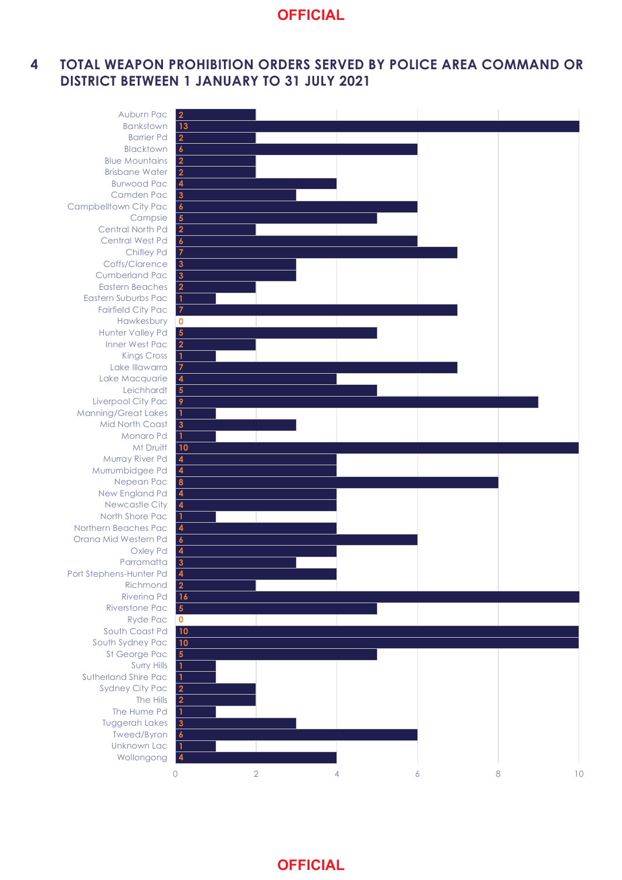## 4 TOTAL WEAPON PROHIBITION ORDERS SERVED BY POLICE AREA COMMAND OR DISTRICT BETWEEN 1 JANUARY TO 31 JULY 2021

Auburn Pac 2
Bankstown 13
Barrier Pd 2
Blacktown 6
Blue Mountains 2
Brisbane Water 2
Burwood Pac 4
Camden Pac 3
Campbelltown City Pac 6
Campsie 5
Central North Pd 2
Central West Pd 6
Chifley Pd 7
Coffs/Clarence 3
Cumberland Pac 3
Eastern Beaches 2
Eastern Suburbs Pac 1
Fairfield City Pac 7
Hawkesbury 0
Hunter Valley Pd 5
Inner West Pac 2
Kings Cross 1
Lake Illawarra 7
Lake Macquarie 4
Leichhardt 5
Liverpool City Pac 9
Manning/Great Lakes 1
Mid North Coast 3
Monaro Pd 1
Mt Druitt 10
Murray River Pd 4
Murrumbidgee Pd 4
Nepean Pac 8
New England Pd 4
Newcastle City 4
North Shore Pac 1
Northern Beaches Pac 4
Orana Mid Western Pd 6
Oxley Pd 4
Parramatta 3
Port Stephens-Hunter Pd 4
Richmond 2
Riverina Pd 16
Riverstone Pac 5
Ryde Pac 0
South Coast Pd 10
South Sydney Pac 10
St George Pac 5
Surry Hills 1
Sutherland Shire Pac 1
Sydney City Pac 2
The Hills 2
The Hume Pd 1
Tuggerah Lakes 3
Tweed/Byron 6
Unknown Lac 1
Wollongong 4

0 2 4 6 8 10